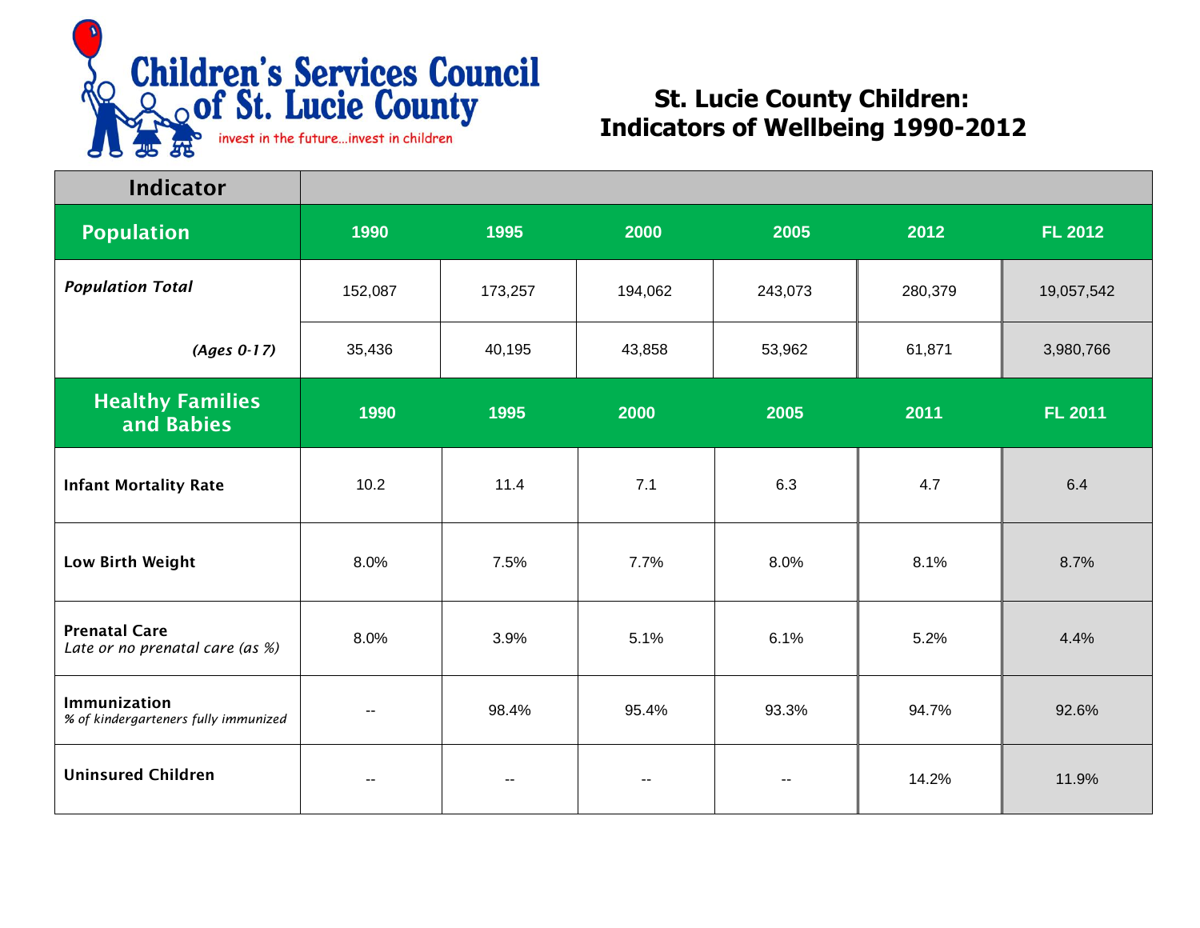Children's Services Council of St. Lucie County

invest in the future...invest in children

# St. Lucie County Children: Indicators of Wellbeing 1990-2012

| Indicator | | | | | | |
|---|---|---|---|---|---|---|
| **Population** | **1990** | **1995** | **2000** | **2005** | **2012** | **FL 2012** |
| ***Population Total*** | 152,087 | 173,257 | 194,062 | 243,073 | 280,379 | 19,057,542 |
| ***(Ages 0-17)*** | 35,436 | 40,195 | 43,858 | 53,962 | 61,871 | 3,980,766 |
| **Healthy Families and Babies** | **1990** | **1995** | **2000** | **2005** | **2011** | **FL 2011** |
| **Infant Mortality Rate** | 10.2 | 11.4 | 7.1 | 6.3 | 4.7 | 6.4 |
| **Low Birth Weight** | 8.0% | 7.5% | 7.7% | 8.0% | 8.1% | 8.7% |
| **Prenatal Care** *Late or no prenatal care (as %)* | 8.0% | 3.9% | 5.1% | 6.1% | 5.2% | 4.4% |
| **Immunization** *% of kindergarteners fully immunized* | -- | 98.4% | 95.4% | 93.3% | 94.7% | 92.6% |
| **Uninsured Children** | -- | -- | -- | -- | 14.2% | 11.9% |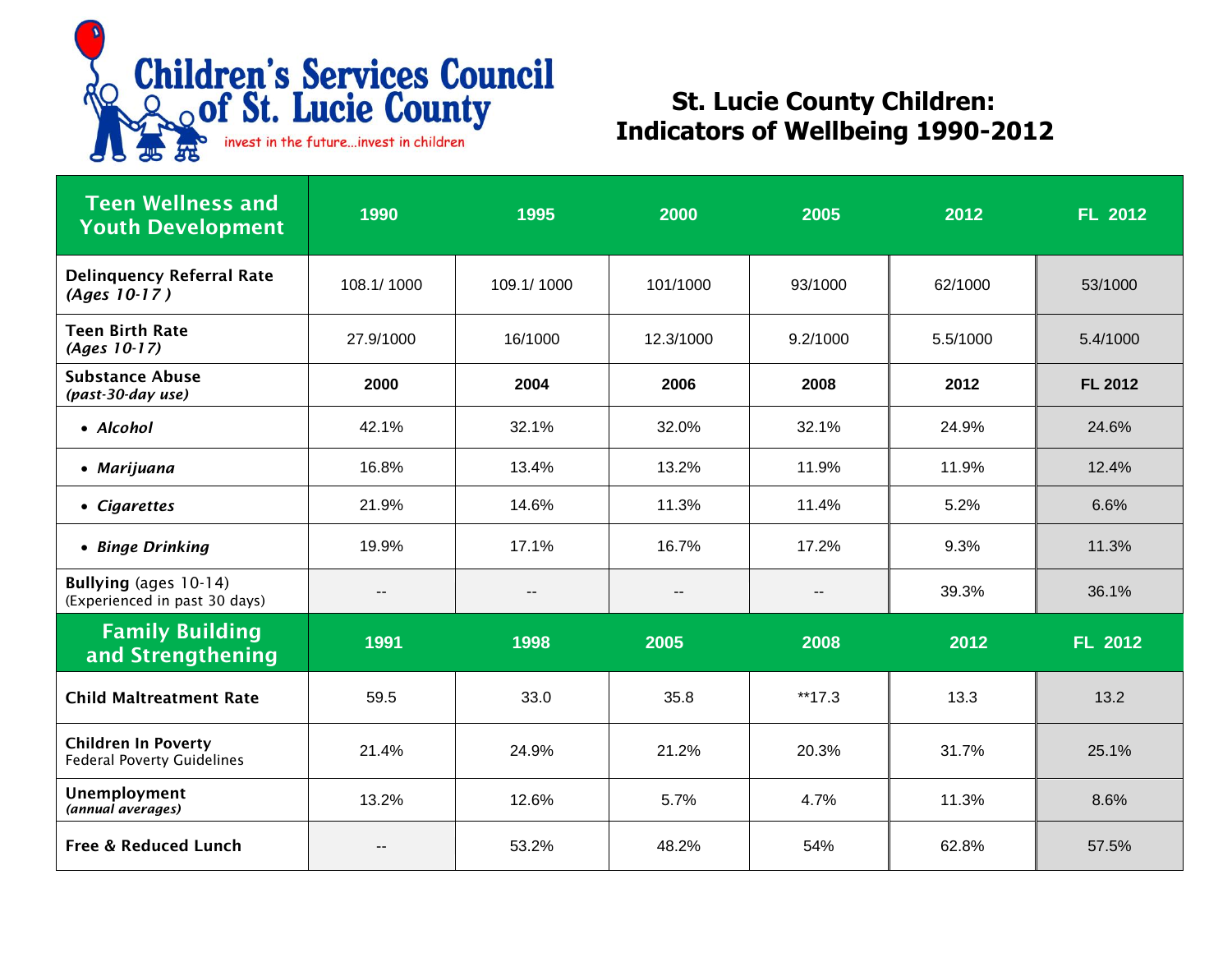Children's Services Council of St. Lucie County

invest in the future...invest in children

# St. Lucie County Children: Indicators of Wellbeing 1990-2012

| Teen Wellness and Youth Development | 1990 | 1995 | 2000 | 2005 | 2012 | FL 2012 |
|---|---|---|---|---|---|---|
| **Delinquency Referral Rate** *(Ages 10-17 )* | 108.1/ 1000 | 109.1/ 1000 | 101/1000 | 93/1000 | 62/1000 | 53/1000 |
| **Teen Birth Rate** *(Ages 10-17)* | 27.9/1000 | 16/1000 | 12.3/1000 | 9.2/1000 | 5.5/1000 | 5.4/1000 |
| **Substance Abuse** *(past-30-day use)* | **2000** | **2004** | **2006** | **2008** | **2012** | **FL 2012** |
| • *Alcohol* | 42.1% | 32.1% | 32.0% | 32.1% | 24.9% | 24.6% |
| • *Marijuana* | 16.8% | 13.4% | 13.2% | 11.9% | 11.9% | 12.4% |
| • *Cigarettes* | 21.9% | 14.6% | 11.3% | 11.4% | 5.2% | 6.6% |
| • *Binge Drinking* | 19.9% | 17.1% | 16.7% | 17.2% | 9.3% | 11.3% |
| **Bullying** (ages 10-14) (Experienced in past 30 days) | -- | -- | -- | -- | 39.3% | 36.1% |
| **Family Building and Strengthening** | **1991** | **1998** | **2005** | **2008** | **2012** | **FL 2012** |
| **Child Maltreatment Rate** | 59.5 | 33.0 | 35.8 | **17.3 | 13.3 | 13.2 |
| **Children In Poverty** Federal Poverty Guidelines | 21.4% | 24.9% | 21.2% | 20.3% | 31.7% | 25.1% |
| **Unemployment** *(annual averages)* | 13.2% | 12.6% | 5.7% | 4.7% | 11.3% | 8.6% |
| **Free & Reduced Lunch** | -- | 53.2% | 48.2% | 54% | 62.8% | 57.5% |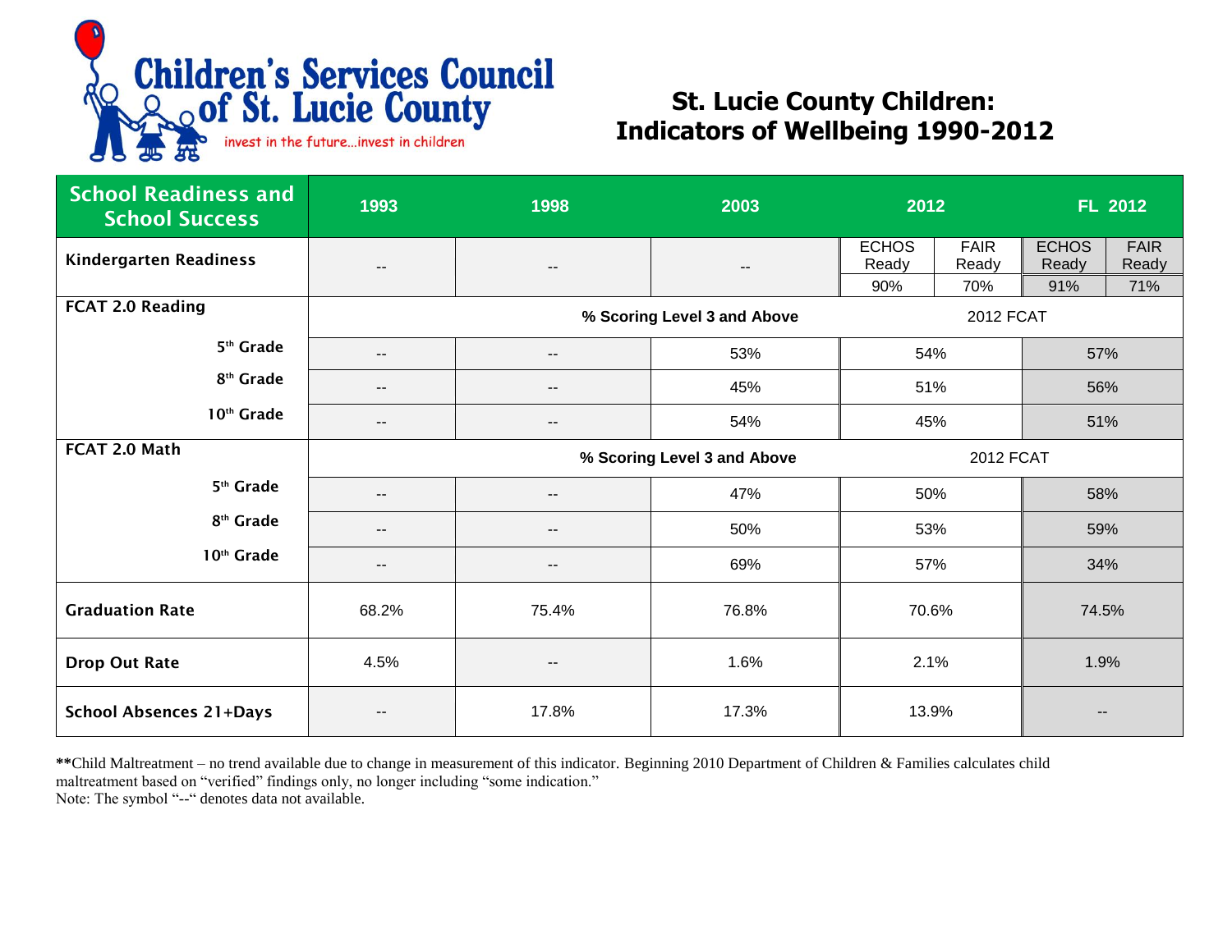Children's Services Council of St. Lucie County

invest in the future...invest in children

# St. Lucie County Children: Indicators of Wellbeing 1990-2012

| School Readiness and School Success | 1993 | 1998 | 2003 | 2012 | | FL 2012 | |
|---|---|---|---|---|---|---|---|
| Kindergarten Readiness | -- | -- | -- | ECHOS Ready | FAIR Ready | ECHOS Ready | FAIR Ready |
| | | | | 90% | 70% | 91% | 71% |
| **FCAT 2.0 Reading** | | | % Scoring Level 3 and Above | 2012 FCAT | | | |
| 5th Grade | -- | -- | 53% | 54% | | 57% | |
| 8th Grade | -- | -- | 45% | 51% | | 56% | |
| 10th Grade | -- | -- | 54% | 45% | | 51% | |
| **FCAT 2.0 Math** | | | % Scoring Level 3 and Above | 2012 FCAT | | | |
| 5th Grade | -- | -- | 47% | 50% | | 58% | |
| 8th Grade | -- | -- | 50% | 53% | | 59% | |
| 10th Grade | -- | -- | 69% | 57% | | 34% | |
| **Graduation Rate** | 68.2% | 75.4% | 76.8% | 70.6% | | 74.5% | |
| **Drop Out Rate** | 4.5% | -- | 1.6% | 2.1% | | 1.9% | |
| **School Absences 21+Days** | -- | 17.8% | 17.3% | 13.9% | | -- | |

**\*\***Child Maltreatment – no trend available due to change in measurement of this indicator. Beginning 2010 Department of Children & Families calculates child maltreatment based on "verified" findings only, no longer including "some indication."

Note: The symbol "--" denotes data not available.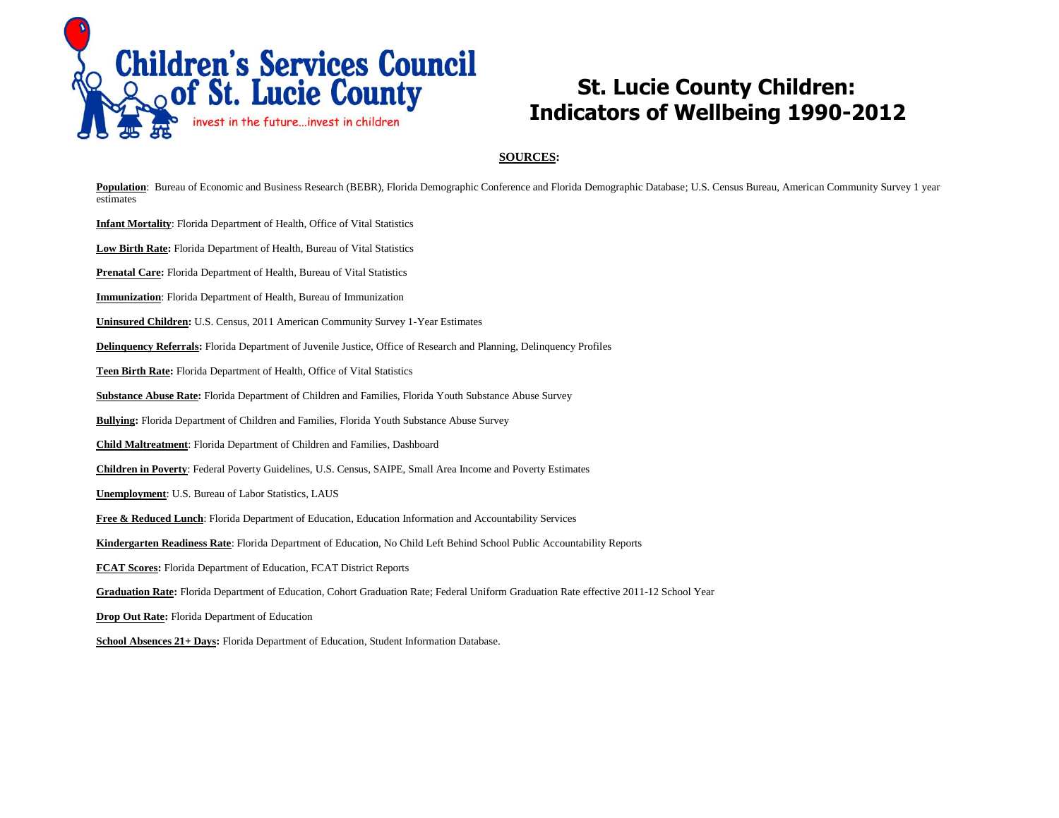Children's Services Council of St. Lucie County

invest in the future...invest in children

# St. Lucie County Children: Indicators of Wellbeing 1990-2012

## SOURCES:

**Population**: Bureau of Economic and Business Research (BEBR), Florida Demographic Conference and Florida Demographic Database; U.S. Census Bureau, American Community Survey 1 year estimates

**Infant Mortality**: Florida Department of Health, Office of Vital Statistics

**Low Birth Rate:** Florida Department of Health, Bureau of Vital Statistics

**Prenatal Care:** Florida Department of Health, Bureau of Vital Statistics

**Immunization**: Florida Department of Health, Bureau of Immunization

**Uninsured Children:** U.S. Census, 2011 American Community Survey 1-Year Estimates

**Delinquency Referrals:** Florida Department of Juvenile Justice, Office of Research and Planning, Delinquency Profiles

**Teen Birth Rate:** Florida Department of Health, Office of Vital Statistics

**Substance Abuse Rate:** Florida Department of Children and Families, Florida Youth Substance Abuse Survey

**Bullying:** Florida Department of Children and Families, Florida Youth Substance Abuse Survey

**Child Maltreatment**: Florida Department of Children and Families, Dashboard

**Children in Poverty**: Federal Poverty Guidelines, U.S. Census, SAIPE, Small Area Income and Poverty Estimates

**Unemployment**: U.S. Bureau of Labor Statistics, LAUS

**Free & Reduced Lunch**: Florida Department of Education, Education Information and Accountability Services

**Kindergarten Readiness Rate**: Florida Department of Education, No Child Left Behind School Public Accountability Reports

**FCAT Scores:** Florida Department of Education, FCAT District Reports

**Graduation Rate:** Florida Department of Education, Cohort Graduation Rate; Federal Uniform Graduation Rate effective 2011-12 School Year

**Drop Out Rate:** Florida Department of Education

**School Absences 21+ Days:** Florida Department of Education, Student Information Database.